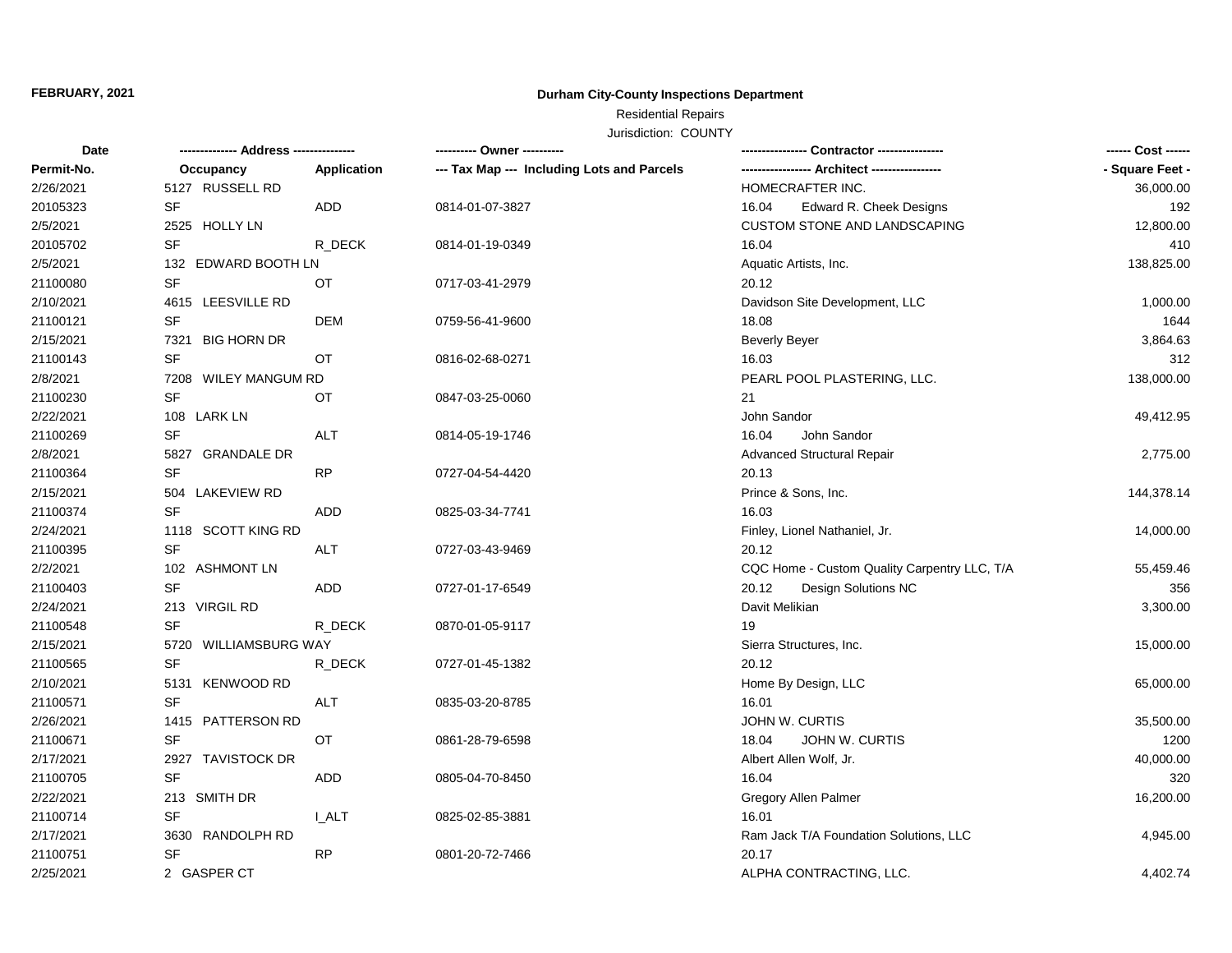**FEBRUARY, 2021**

**Durham City-County Inspections Department**

Residential Repairs

Jurisdiction: COUNTY

| Date | ------------- Address -------------- | | ---------- Owner ---------- | ---------------- Contractor ---------------- | ------ Cost ------ |
|---|---|---|---|---|---|
| Permit-No. | Occupancy | Application | --- Tax Map --- Including Lots and Parcels | ----------------- Architect ----------------- | - Square Feet - |
| 2/26/2021 | 5127 RUSSELL RD | | | HOMECRAFTER INC. | 36,000.00 |
| 20105323 | SF | ADD | 0814-01-07-3827 | 16.04 Edward R. Cheek Designs | 192 |
| 2/5/2021 | 2525 HOLLY LN | | | CUSTOM STONE AND LANDSCAPING | 12,800.00 |
| 20105702 | SF | R_DECK | 0814-01-19-0349 | 16.04 | 410 |
| 2/5/2021 | 132 EDWARD BOOTH LN | | | Aquatic Artists, Inc. | 138,825.00 |
| 21100080 | SF | OT | 0717-03-41-2979 | 20.12 | |
| 2/10/2021 | 4615 LEESVILLE RD | | | Davidson Site Development, LLC | 1,000.00 |
| 21100121 | SF | DEM | 0759-56-41-9600 | 18.08 | 1644 |
| 2/15/2021 | 7321 BIG HORN DR | | | Beverly Beyer | 3,864.63 |
| 21100143 | SF | OT | 0816-02-68-0271 | 16.03 | 312 |
| 2/8/2021 | 7208 WILEY MANGUM RD | | | PEARL POOL PLASTERING, LLC. | 138,000.00 |
| 21100230 | SF | OT | 0847-03-25-0060 | 21 | |
| 2/22/2021 | 108 LARK LN | | | John Sandor | 49,412.95 |
| 21100269 | SF | ALT | 0814-05-19-1746 | 16.04 John Sandor | |
| 2/8/2021 | 5827 GRANDALE DR | | | Advanced Structural Repair | 2,775.00 |
| 21100364 | SF | RP | 0727-04-54-4420 | 20.13 | |
| 2/15/2021 | 504 LAKEVIEW RD | | | Prince & Sons, Inc. | 144,378.14 |
| 21100374 | SF | ADD | 0825-03-34-7741 | 16.03 | |
| 2/24/2021 | 1118 SCOTT KING RD | | | Finley, Lionel Nathaniel, Jr. | 14,000.00 |
| 21100395 | SF | ALT | 0727-03-43-9469 | 20.12 | |
| 2/2/2021 | 102 ASHMONT LN | | | CQC Home - Custom Quality Carpentry LLC, T/A | 55,459.46 |
| 21100403 | SF | ADD | 0727-01-17-6549 | 20.12 Design Solutions NC | 356 |
| 2/24/2021 | 213 VIRGIL RD | | | Davit Melikian | 3,300.00 |
| 21100548 | SF | R_DECK | 0870-01-05-9117 | 19 | |
| 2/15/2021 | 5720 WILLIAMSBURG WAY | | | Sierra Structures, Inc. | 15,000.00 |
| 21100565 | SF | R_DECK | 0727-01-45-1382 | 20.12 | |
| 2/10/2021 | 5131 KENWOOD RD | | | Home By Design, LLC | 65,000.00 |
| 21100571 | SF | ALT | 0835-03-20-8785 | 16.01 | |
| 2/26/2021 | 1415 PATTERSON RD | | | JOHN W. CURTIS | 35,500.00 |
| 21100671 | SF | OT | 0861-28-79-6598 | 18.04 JOHN W. CURTIS | 1200 |
| 2/17/2021 | 2927 TAVISTOCK DR | | | Albert Allen Wolf, Jr. | 40,000.00 |
| 21100705 | SF | ADD | 0805-04-70-8450 | 16.04 | 320 |
| 2/22/2021 | 213 SMITH DR | | | Gregory Allen Palmer | 16,200.00 |
| 21100714 | SF | I_ALT | 0825-02-85-3881 | 16.01 | |
| 2/17/2021 | 3630 RANDOLPH RD | | | Ram Jack T/A Foundation Solutions, LLC | 4,945.00 |
| 21100751 | SF | RP | 0801-20-72-7466 | 20.17 | |
| 2/25/2021 | 2 GASPER CT | | | ALPHA CONTRACTING, LLC. | 4,402.74 |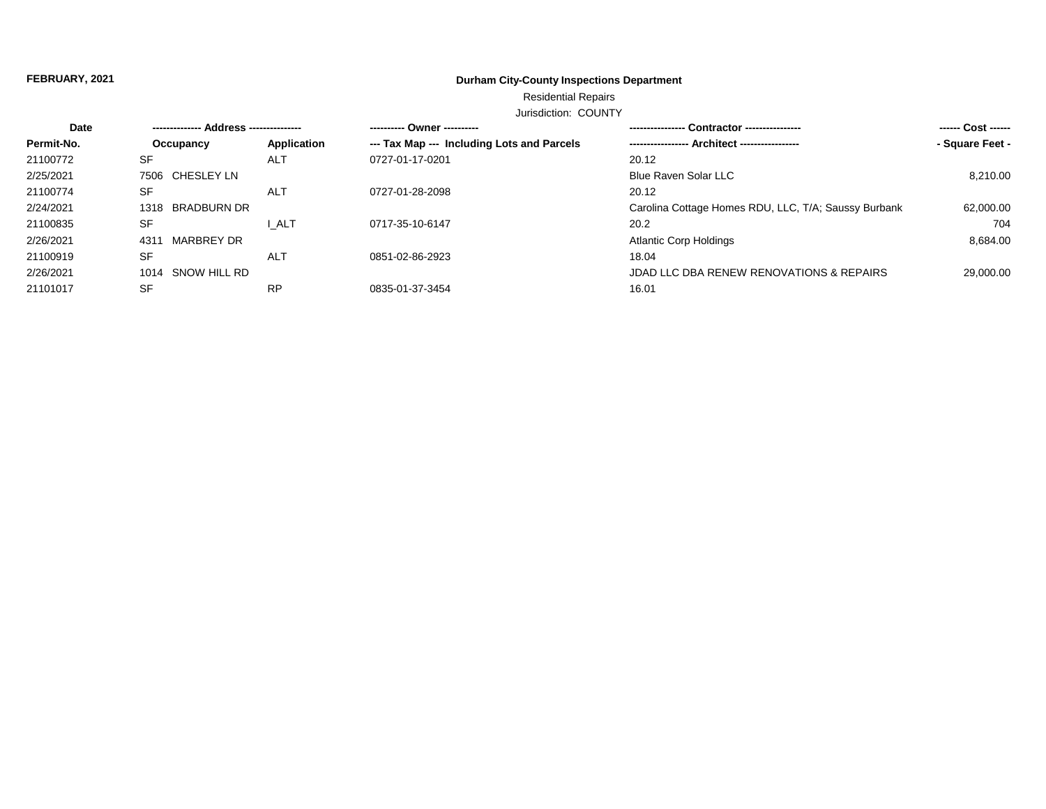**FEBRUARY, 2021**

**Durham City-County Inspections Department**

Residential Repairs

Jurisdiction: COUNTY

| Date | -------------- Address --------------- | | ---------- Owner ---------- | ---------------- Contractor ---------------- | ------ Cost ------ |
|---|---|---|---|---|---|
| **Permit-No.** | **Occupancy** | **Application** | **--- Tax Map --- Including Lots and Parcels** | **----------------- Architect -----------------** | **- Square Feet -** |
| 21100772 | SF | ALT | 0727-01-17-0201 | 20.12 | |
| 2/25/2021 | 7506 CHESLEY LN | | | Blue Raven Solar LLC | 8,210.00 |
| 21100774 | SF | ALT | 0727-01-28-2098 | 20.12 | |
| 2/24/2021 | 1318 BRADBURN DR | | | Carolina Cottage Homes RDU, LLC, T/A; Saussy Burbank | 62,000.00 |
| 21100835 | SF | I_ALT | 0717-35-10-6147 | 20.2 | 704 |
| 2/26/2021 | 4311 MARBREY DR | | | Atlantic Corp Holdings | 8,684.00 |
| 21100919 | SF | ALT | 0851-02-86-2923 | 18.04 | |
| 2/26/2021 | 1014 SNOW HILL RD | | | JDAD LLC DBA RENEW RENOVATIONS & REPAIRS | 29,000.00 |
| 21101017 | SF | RP | 0835-01-37-3454 | 16.01 | |